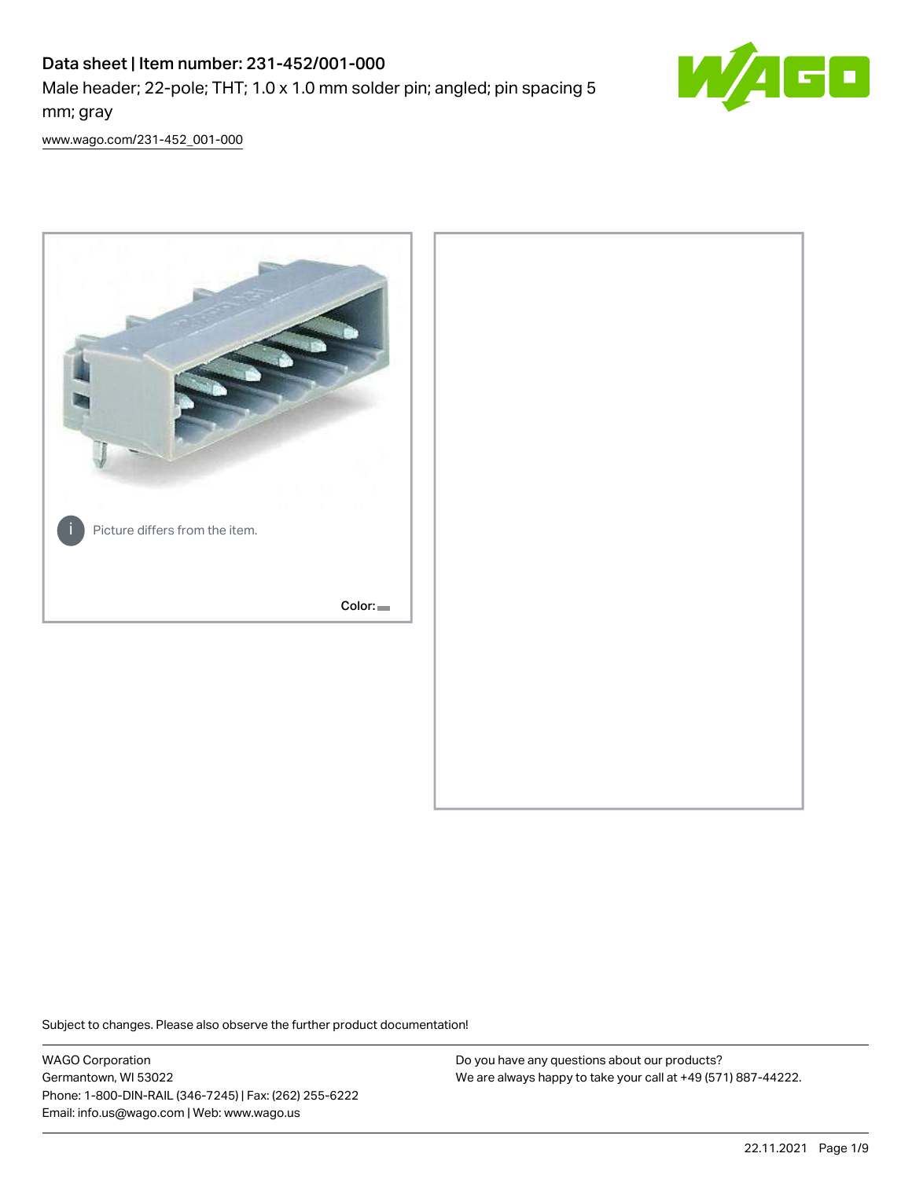# Data sheet | Item number: 231-452/001-000

Male header; 22-pole; THT; 1.0 x 1.0 mm solder pin; angled; pin spacing 5 mm; gray

www.wago.com/231-452_001-000

Picture differs from the item.

Color:

Subject to changes. Please also observe the further product documentation!

WAGO Corporation
Germantown, WI 53022
Phone: 1-800-DIN-RAIL (346-7245) | Fax: (262) 255-6222
Email: info.us@wago.com | Web: www.wago.us

Do you have any questions about our products?
We are always happy to take your call at +49 (571) 887-44222.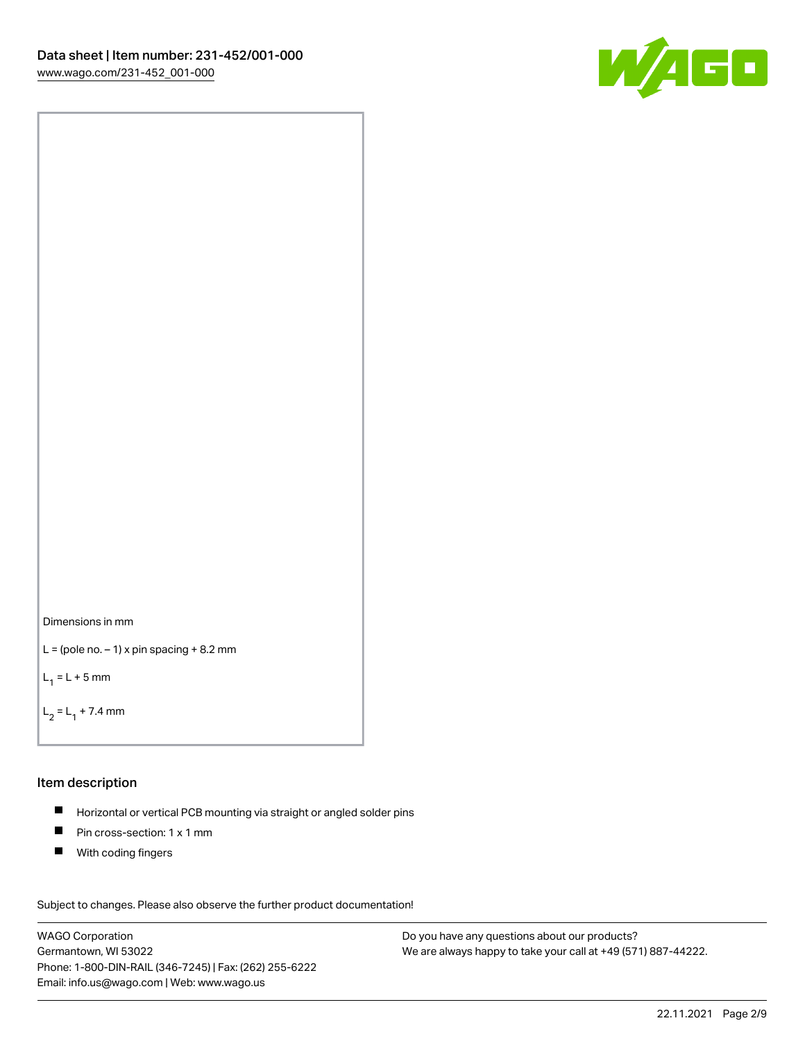Dimensions in mm

L = (pole no. – 1) x pin spacing + 8.2 mm

$L_1$ = L + 5 mm

$L_2$ = $L_1$ + 7.4 mm

## Item description

- Horizontal or vertical PCB mounting via straight or angled solder pins
- Pin cross-section: 1 x 1 mm
- With coding fingers

Subject to changes. Please also observe the further product documentation!

WAGO Corporation
Germantown, WI 53022
Phone: 1-800-DIN-RAIL (346-7245) | Fax: (262) 255-6222
Email: info.us@wago.com | Web: www.wago.us

Do you have any questions about our products?
We are always happy to take your call at +49 (571) 887-44222.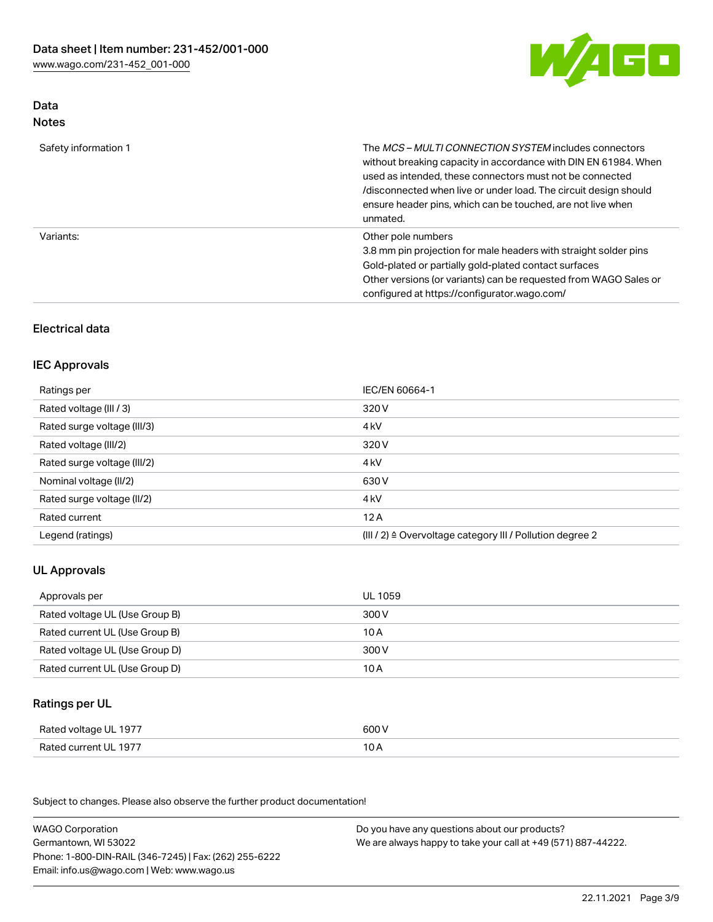## Data

### Notes

| | |
|---|---|
| Safety information 1 | The *MCS – MULTI CONNECTION SYSTEM* includes connectors without breaking capacity in accordance with DIN EN 61984. When used as intended, these connectors must not be connected /disconnected when live or under load. The circuit design should ensure header pins, which can be touched, are not live when unmated. |
| Variants: | Other pole numbers<br>3.8 mm pin projection for male headers with straight solder pins<br>Gold-plated or partially gold-plated contact surfaces<br>Other versions (or variants) can be requested from WAGO Sales or configured at https://configurator.wago.com/ |

## Electrical data

### IEC Approvals

| | |
|---|---|
| Ratings per | IEC/EN 60664-1 |
| Rated voltage (III / 3) | 320 V |
| Rated surge voltage (III/3) | 4 kV |
| Rated voltage (III/2) | 320 V |
| Rated surge voltage (III/2) | 4 kV |
| Nominal voltage (II/2) | 630 V |
| Rated surge voltage (II/2) | 4 kV |
| Rated current | 12 A |
| Legend (ratings) | (III / 2) ≙ Overvoltage category III / Pollution degree 2 |

### UL Approvals

| | |
|---|---|
| Approvals per | UL 1059 |
| Rated voltage UL (Use Group B) | 300 V |
| Rated current UL (Use Group B) | 10 A |
| Rated voltage UL (Use Group D) | 300 V |
| Rated current UL (Use Group D) | 10 A |

### Ratings per UL

| | |
|---|---|
| Rated voltage UL 1977 | 600 V |
| Rated current UL 1977 | 10 A |

Subject to changes. Please also observe the further product documentation!

WAGO Corporation
Germantown, WI 53022
Phone: 1-800-DIN-RAIL (346-7245) | Fax: (262) 255-6222
Email: info.us@wago.com | Web: www.wago.us

Do you have any questions about our products?
We are always happy to take your call at +49 (571) 887-44222.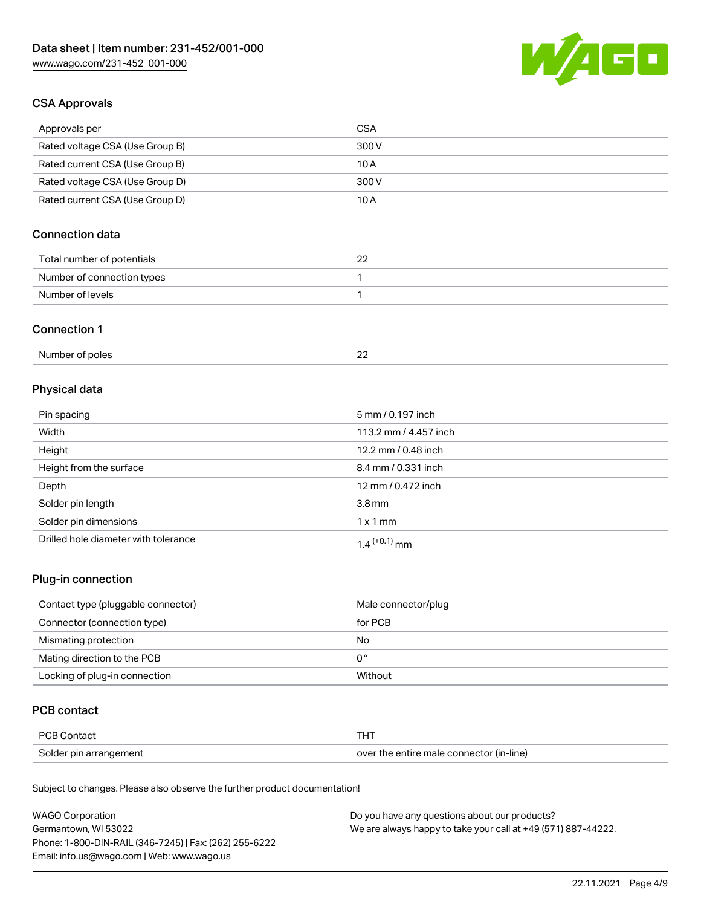## CSA Approvals

| | |
|---|---|
| Approvals per | CSA |
| Rated voltage CSA (Use Group B) | 300 V |
| Rated current CSA (Use Group B) | 10 A |
| Rated voltage CSA (Use Group D) | 300 V |
| Rated current CSA (Use Group D) | 10 A |

## Connection data

| | |
|---|---|
| Total number of potentials | 22 |
| Number of connection types | 1 |
| Number of levels | 1 |

## Connection 1

| | |
|---|---|
| Number of poles | 22 |

## Physical data

| | |
|---|---|
| Pin spacing | 5 mm / 0.197 inch |
| Width | 113.2 mm / 4.457 inch |
| Height | 12.2 mm / 0.48 inch |
| Height from the surface | 8.4 mm / 0.331 inch |
| Depth | 12 mm / 0.472 inch |
| Solder pin length | 3.8 mm |
| Solder pin dimensions | 1 x 1 mm |
| Drilled hole diameter with tolerance | $1.4^{(+0.1)}$ mm |

## Plug-in connection

| | |
|---|---|
| Contact type (pluggable connector) | Male connector/plug |
| Connector (connection type) | for PCB |
| Mismating protection | No |
| Mating direction to the PCB | 0 ° |
| Locking of plug-in connection | Without |

## PCB contact

| | |
|---|---|
| PCB Contact | THT |
| Solder pin arrangement | over the entire male connector (in-line) |

Subject to changes. Please also observe the further product documentation!

WAGO Corporation
Germantown, WI 53022
Phone: 1-800-DIN-RAIL (346-7245) | Fax: (262) 255-6222
Email: info.us@wago.com | Web: www.wago.us

Do you have any questions about our products?
We are always happy to take your call at +49 (571) 887-44222.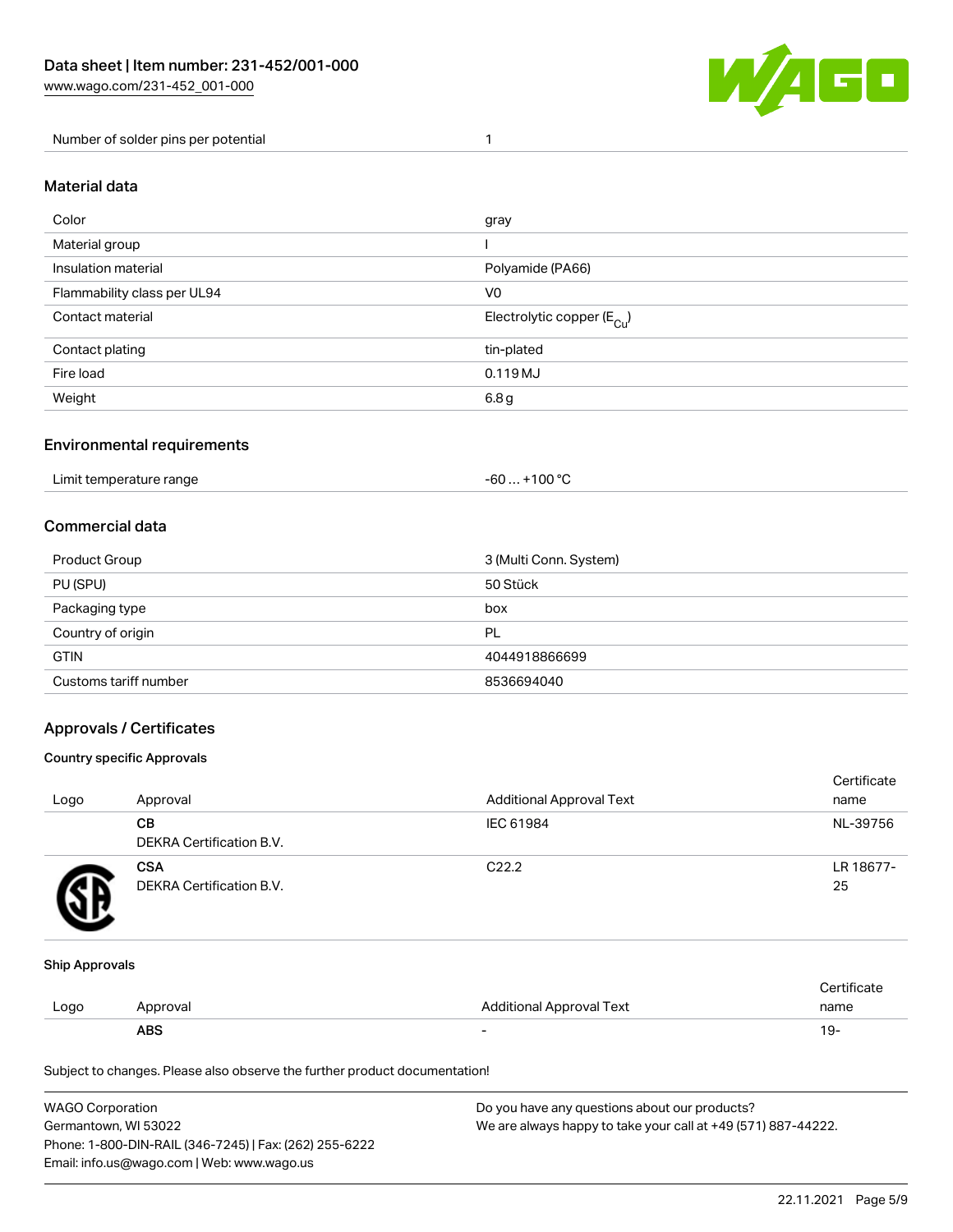| | |
|---|---|
| Number of solder pins per potential | 1 |

## Material data

| | |
|---|---|
| Color | gray |
| Material group | I |
| Insulation material | Polyamide (PA66) |
| Flammability class per UL94 | V0 |
| Contact material | Electrolytic copper ($E_{Cu}$) |
| Contact plating | tin-plated |
| Fire load | 0.119 MJ |
| Weight | 6.8 g |

## Environmental requirements

| | |
|---|---|
| Limit temperature range | -60 … +100 °C |

## Commercial data

| | |
|---|---|
| Product Group | 3 (Multi Conn. System) |
| PU (SPU) | 50 Stück |
| Packaging type | box |
| Country of origin | PL |
| GTIN | 4044918866699 |
| Customs tariff number | 8536694040 |

## Approvals / Certificates

### Country specific Approvals

| Logo | Approval | Additional Approval Text | Certificate name |
|---|---|---|---|
| | **CB** DEKRA Certification B.V. | IEC 61984 | NL-39756 |
| | **CSA** DEKRA Certification B.V. | C22.2 | LR 18677-25 |

### Ship Approvals

| Logo | Approval | Additional Approval Text | Certificate name |
|---|---|---|---|
| | **ABS** | - | 19- |

Subject to changes. Please also observe the further product documentation!

WAGO Corporation
Germantown, WI 53022
Phone: 1-800-DIN-RAIL (346-7245) | Fax: (262) 255-6222
Email: info.us@wago.com | Web: www.wago.us

Do you have any questions about our products?
We are always happy to take your call at +49 (571) 887-44222.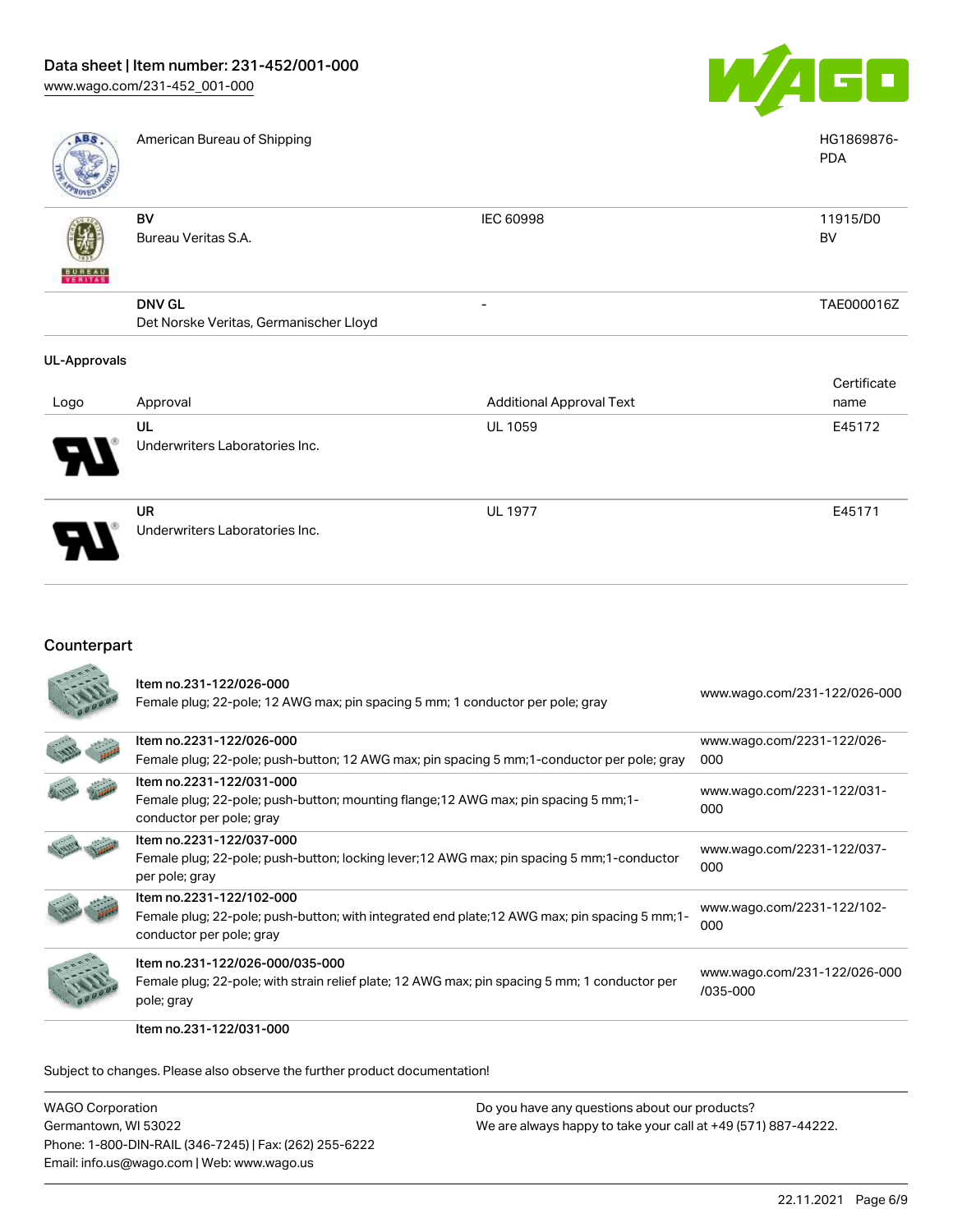| | | | |
|---|---|---|---|
| | American Bureau of Shipping | | HG1869876-PDA |
| | BV<br>Bureau Veritas S.A. | IEC 60998 | 11915/D0 BV |
| | DNV GL<br>Det Norske Veritas, Germanischer Lloyd | - | TAE000016Z |

### UL-Approvals

| Logo | Approval | Additional Approval Text | Certificate name |
|---|---|---|---|
| | UL<br>Underwriters Laboratories Inc. | UL 1059 | E45172 |
| | UR<br>Underwriters Laboratories Inc. | UL 1977 | E45171 |

## Counterpart

| | | |
|---|---|---|
| | Item no.231-122/026-000<br>Female plug; 22-pole; 12 AWG max; pin spacing 5 mm; 1 conductor per pole; gray | www.wago.com/231-122/026-000 |
| | Item no.2231-122/026-000<br>Female plug; 22-pole; push-button; 12 AWG max; pin spacing 5 mm;1-conductor per pole; gray | www.wago.com/2231-122/026-000 |
| | Item no.2231-122/031-000<br>Female plug; 22-pole; push-button; mounting flange;12 AWG max; pin spacing 5 mm;1-conductor per pole; gray | www.wago.com/2231-122/031-000 |
| | Item no.2231-122/037-000<br>Female plug; 22-pole; push-button; locking lever;12 AWG max; pin spacing 5 mm;1-conductor per pole; gray | www.wago.com/2231-122/037-000 |
| | Item no.2231-122/102-000<br>Female plug; 22-pole; push-button; with integrated end plate;12 AWG max; pin spacing 5 mm;1-conductor per pole; gray | www.wago.com/2231-122/102-000 |
| | Item no.231-122/026-000/035-000<br>Female plug; 22-pole; with strain relief plate; 12 AWG max; pin spacing 5 mm; 1 conductor per pole; gray | www.wago.com/231-122/026-000/035-000 |
| | Item no.231-122/031-000 | |

Subject to changes. Please also observe the further product documentation!

WAGO Corporation
Germantown, WI 53022
Phone: 1-800-DIN-RAIL (346-7245) | Fax: (262) 255-6222
Email: info.us@wago.com | Web: www.wago.us

Do you have any questions about our products?
We are always happy to take your call at +49 (571) 887-44222.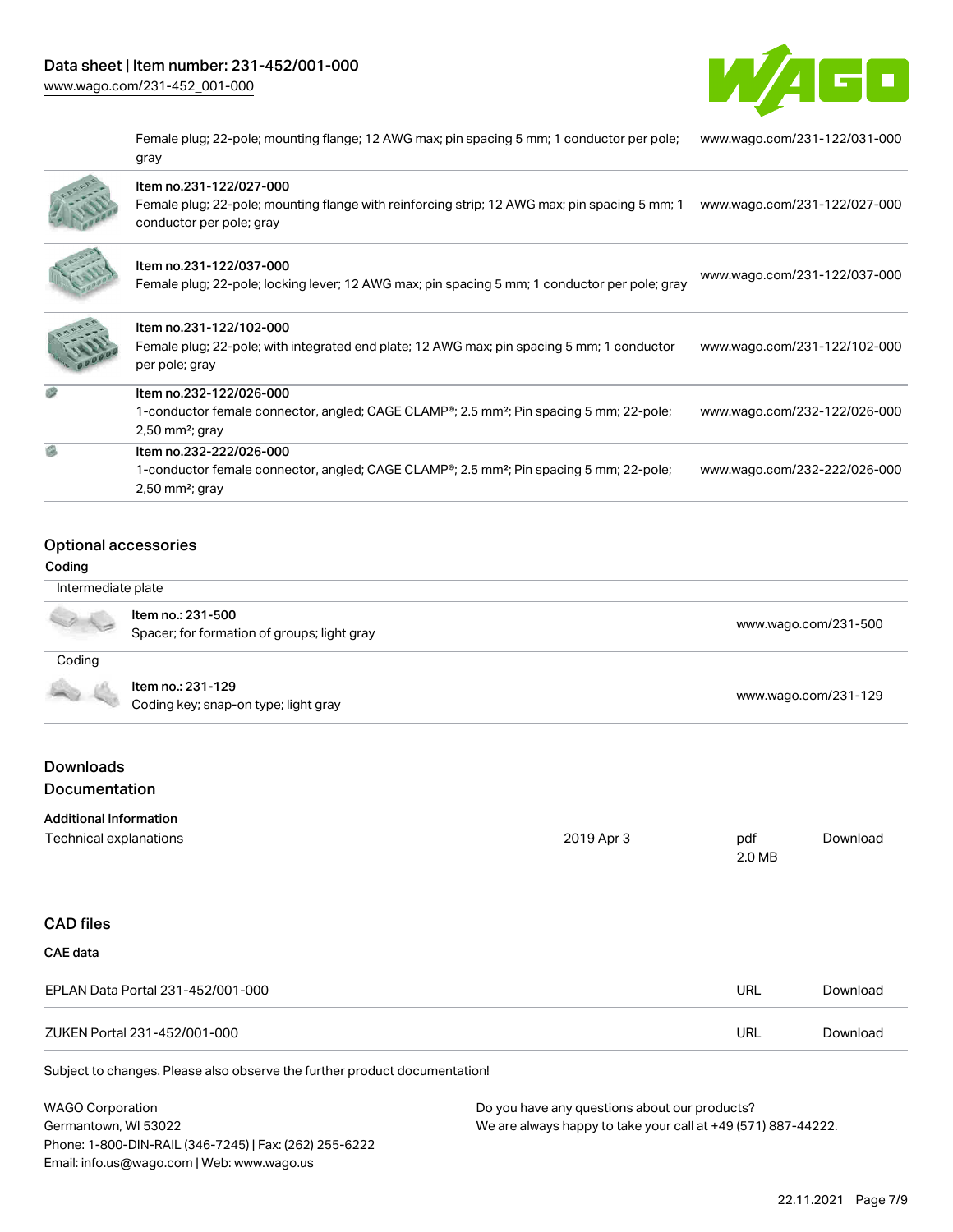| | |
|---|---|
| Female plug; 22-pole; mounting flange; 12 AWG max; pin spacing 5 mm; 1 conductor per pole; gray | www.wago.com/231-122/031-000 |
| Item no.231-122/027-000<br>Female plug; 22-pole; mounting flange with reinforcing strip; 12 AWG max; pin spacing 5 mm; 1 conductor per pole; gray | www.wago.com/231-122/027-000 |
| Item no.231-122/037-000<br>Female plug; 22-pole; locking lever; 12 AWG max; pin spacing 5 mm; 1 conductor per pole; gray | www.wago.com/231-122/037-000 |
| Item no.231-122/102-000<br>Female plug; 22-pole; with integrated end plate; 12 AWG max; pin spacing 5 mm; 1 conductor per pole; gray | www.wago.com/231-122/102-000 |
| Item no.232-122/026-000<br>1-conductor female connector, angled; CAGE CLAMP®; 2.5 mm²; Pin spacing 5 mm; 22-pole; 2,50 mm²; gray | www.wago.com/232-122/026-000 |
| Item no.232-222/026-000<br>1-conductor female connector, angled; CAGE CLAMP®; 2.5 mm²; Pin spacing 5 mm; 22-pole; 2,50 mm²; gray | www.wago.com/232-222/026-000 |

## Optional accessories

### Coding

Intermediate plate

| | |
|---|---|
| Item no.: 231-500<br>Spacer; for formation of groups; light gray | www.wago.com/231-500 |

Coding

| | |
|---|---|
| Item no.: 231-129<br>Coding key; snap-on type; light gray | www.wago.com/231-129 |

## Downloads
## Documentation

### Additional Information

| | | | |
|---|---|---|---|
| Technical explanations | 2019 Apr 3 | pdf<br>2.0 MB | Download |

## CAD files

### CAE data

| | | |
|---|---|---|
| EPLAN Data Portal 231-452/001-000 | URL | Download |
| ZUKEN Portal 231-452/001-000 | URL | Download |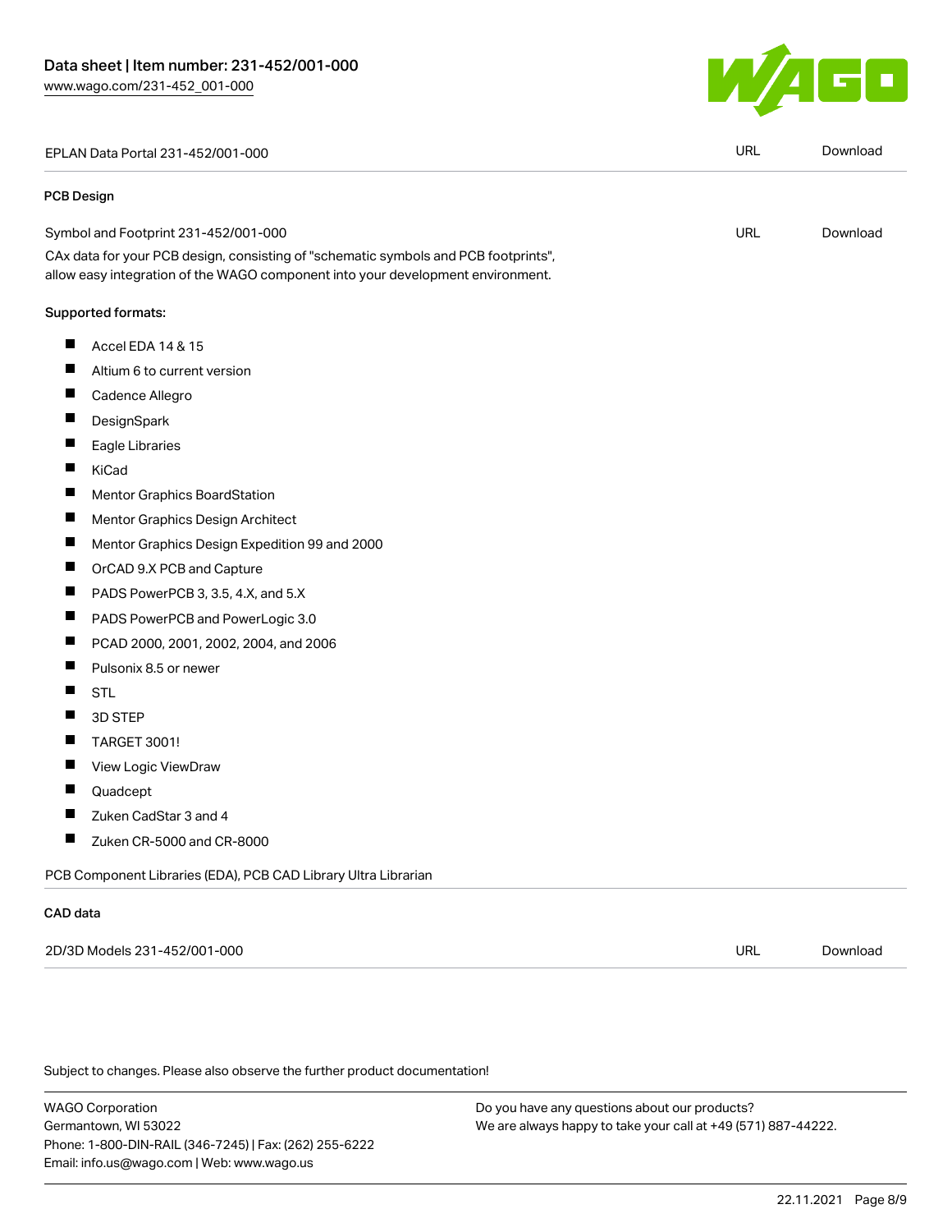| | | |
|---|---|---|
| EPLAN Data Portal 231-452/001-000 | URL | Download |

### PCB Design

| | | |
|---|---|---|
| Symbol and Footprint 231-452/001-000 | URL | Download |

CAx data for your PCB design, consisting of "schematic symbols and PCB footprints", allow easy integration of the WAGO component into your development environment.

Supported formats:

- Accel EDA 14 & 15
- Altium 6 to current version
- Cadence Allegro
- DesignSpark
- Eagle Libraries
- KiCad
- Mentor Graphics BoardStation
- Mentor Graphics Design Architect
- Mentor Graphics Design Expedition 99 and 2000
- OrCAD 9.X PCB and Capture
- PADS PowerPCB 3, 3.5, 4.X, and 5.X
- PADS PowerPCB and PowerLogic 3.0
- PCAD 2000, 2001, 2002, 2004, and 2006
- Pulsonix 8.5 or newer
- STL
- 3D STEP
- TARGET 3001!
- View Logic ViewDraw
- Quadcept
- Zuken CadStar 3 and 4
- Zuken CR-5000 and CR-8000

PCB Component Libraries (EDA), PCB CAD Library Ultra Librarian

### CAD data

| | | |
|---|---|---|
| 2D/3D Models 231-452/001-000 | URL | Download |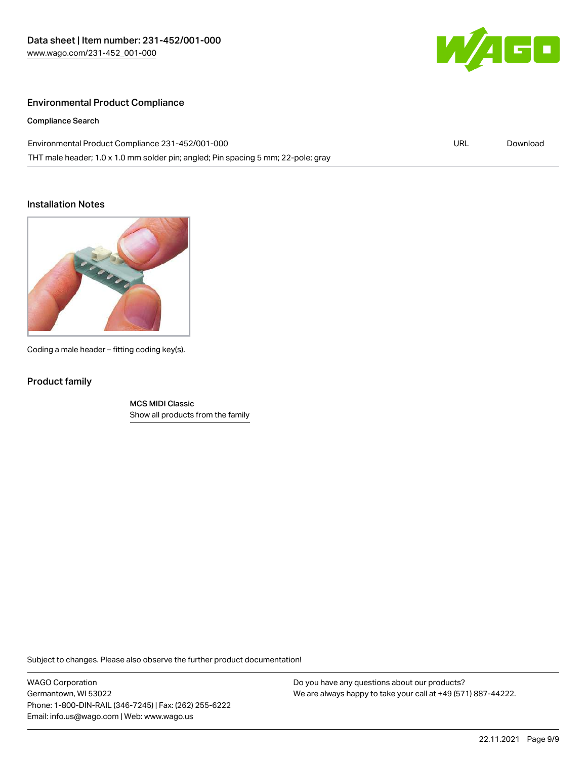## Environmental Product Compliance

**Compliance Search**

| | | |
|---|---|---|
| Environmental Product Compliance 231-452/001-000 | URL | Download |
| THT male header; 1.0 x 1.0 mm solder pin; angled; Pin spacing 5 mm; 22-pole; gray | | |

## Installation Notes

Coding a male header – fitting coding key(s).

## Product family

MCS MIDI Classic
Show all products from the family

Subject to changes. Please also observe the further product documentation!

WAGO Corporation
Germantown, WI 53022
Phone: 1-800-DIN-RAIL (346-7245) | Fax: (262) 255-6222
Email: info.us@wago.com | Web: www.wago.us

Do you have any questions about our products?
We are always happy to take your call at +49 (571) 887-44222.